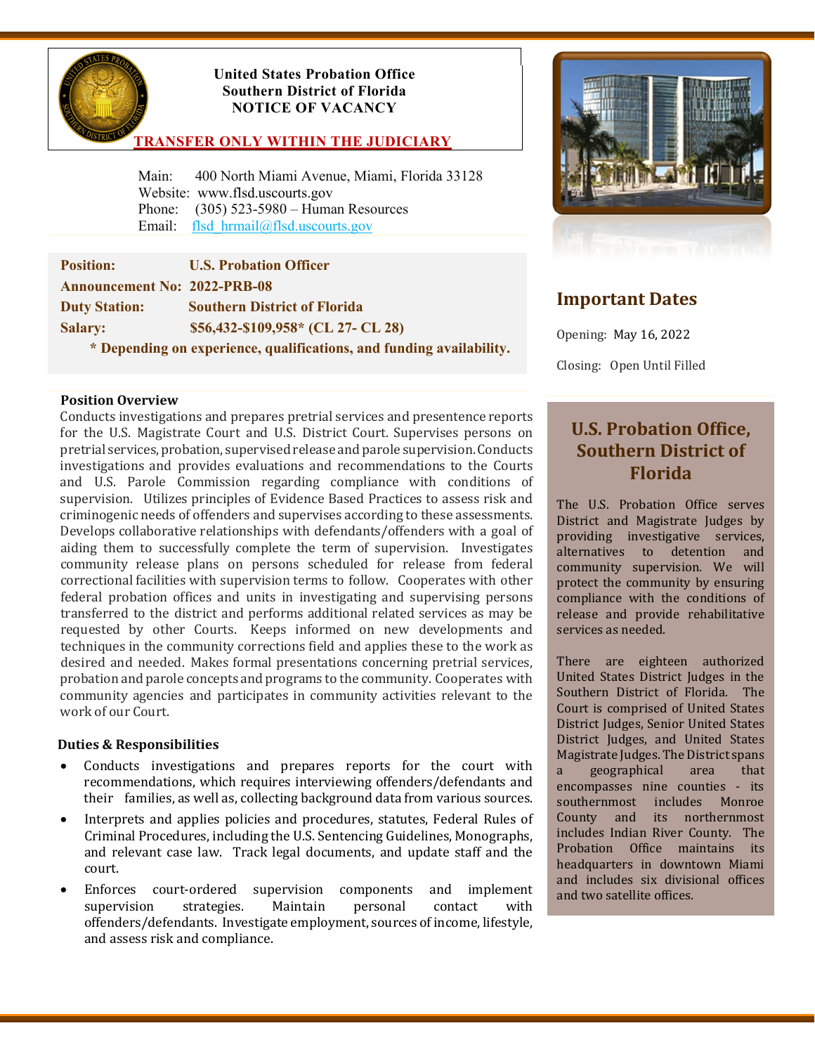# United States Probation Office
## Southern District of Florida
## NOTICE OF VACANCY

**TRANSFER ONLY WITHIN THE JUDICIARY**

Main: 400 North Miami Avenue, Miami, Florida 33128
Website: www.flsd.uscourts.gov
Phone: (305) 523-5980 – Human Resources
Email: flsd_hrmail@flsd.uscourts.gov

**Position:** U.S. Probation Officer
**Announcement No:** 2022-PRB-08
**Duty Station:** Southern District of Florida
**Salary:** $56,432-$109,958* (CL 27- CL 28)
**\* Depending on experience, qualifications, and funding availability.**

## Important Dates

Opening: May 16, 2022

Closing: Open Until Filled

### Position Overview

Conducts investigations and prepares pretrial services and presentence reports for the U.S. Magistrate Court and U.S. District Court. Supervises persons on pretrial services, probation, supervised release and parole supervision. Conducts investigations and provides evaluations and recommendations to the Courts and U.S. Parole Commission regarding compliance with conditions of supervision. Utilizes principles of Evidence Based Practices to assess risk and criminogenic needs of offenders and supervises according to these assessments. Develops collaborative relationships with defendants/offenders with a goal of aiding them to successfully complete the term of supervision. Investigates community release plans on persons scheduled for release from federal correctional facilities with supervision terms to follow. Cooperates with other federal probation offices and units in investigating and supervising persons transferred to the district and performs additional related services as may be requested by other Courts. Keeps informed on new developments and techniques in the community corrections field and applies these to the work as desired and needed. Makes formal presentations concerning pretrial services, probation and parole concepts and programs to the community. Cooperates with community agencies and participates in community activities relevant to the work of our Court.

### Duties & Responsibilities

- Conducts investigations and prepares reports for the court with recommendations, which requires interviewing offenders/defendants and their families, as well as, collecting background data from various sources.
- Interprets and applies policies and procedures, statutes, Federal Rules of Criminal Procedures, including the U.S. Sentencing Guidelines, Monographs, and relevant case law. Track legal documents, and update staff and the court.
- Enforces court-ordered supervision components and implement supervision strategies. Maintain personal contact with offenders/defendants. Investigate employment, sources of income, lifestyle, and assess risk and compliance.

## U.S. Probation Office, Southern District of Florida

The U.S. Probation Office serves District and Magistrate Judges by providing investigative services, alternatives to detention and community supervision. We will protect the community by ensuring compliance with the conditions of release and provide rehabilitative services as needed.

There are eighteen authorized United States District Judges in the Southern District of Florida. The Court is comprised of United States District Judges, Senior United States District Judges, and United States Magistrate Judges. The District spans a geographical area that encompasses nine counties - its southernmost includes Monroe County and its northernmost includes Indian River County. The Probation Office maintains its headquarters in downtown Miami and includes six divisional offices and two satellite offices.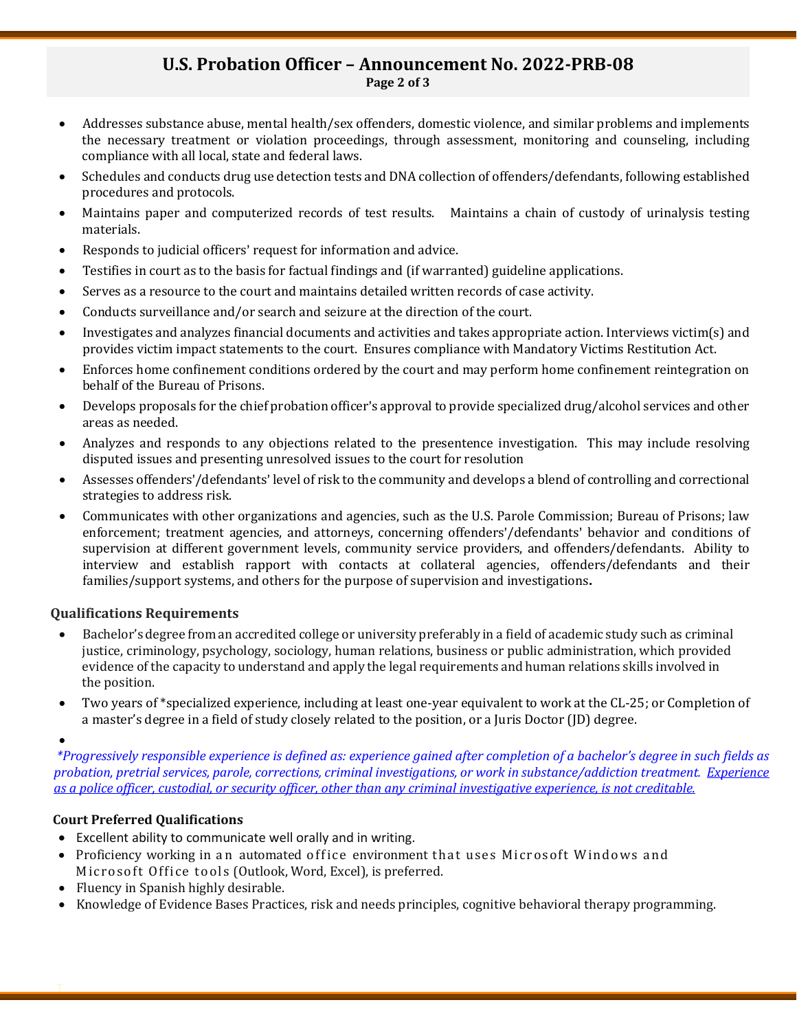- Addresses substance abuse, mental health/sex offenders, domestic violence, and similar problems and implements the necessary treatment or violation proceedings, through assessment, monitoring and counseling, including compliance with all local, state and federal laws.
- Schedules and conducts drug use detection tests and DNA collection of offenders/defendants, following established procedures and protocols.
- Maintains paper and computerized records of test results. Maintains a chain of custody of urinalysis testing materials.
- Responds to judicial officers' request for information and advice.
- Testifies in court as to the basis for factual findings and (if warranted) guideline applications.
- Serves as a resource to the court and maintains detailed written records of case activity.
- Conducts surveillance and/or search and seizure at the direction of the court.
- Investigates and analyzes financial documents and activities and takes appropriate action. Interviews victim(s) and provides victim impact statements to the court. Ensures compliance with Mandatory Victims Restitution Act.
- Enforces home confinement conditions ordered by the court and may perform home confinement reintegration on behalf of the Bureau of Prisons.
- Develops proposals for the chief probation officer's approval to provide specialized drug/alcohol services and other areas as needed.
- Analyzes and responds to any objections related to the presentence investigation. This may include resolving disputed issues and presenting unresolved issues to the court for resolution
- Assesses offenders'/defendants' level of risk to the community and develops a blend of controlling and correctional strategies to address risk.
- Communicates with other organizations and agencies, such as the U.S. Parole Commission; Bureau of Prisons; law enforcement; treatment agencies, and attorneys, concerning offenders'/defendants' behavior and conditions of supervision at different government levels, community service providers, and offenders/defendants. Ability to interview and establish rapport with contacts at collateral agencies, offenders/defendants and their families/support systems, and others for the purpose of supervision and investigations**.**

### Qualifications Requirements

- Bachelor's degree from an accredited college or university preferably in a field of academic study such as criminal justice, criminology, psychology, sociology, human relations, business or public administration, which provided evidence of the capacity to understand and apply the legal requirements and human relations skills involved in the position.
- Two years of *specialized experience, including at least one-year equivalent to work at the CL-25; or Completion of a master's degree in a field of study closely related to the position, or a Juris Doctor (JD) degree.

*\*Progressively responsible experience is defined as: experience gained after completion of a bachelor's degree in such fields as probation, pretrial services, parole, corrections, criminal investigations, or work in substance/addiction treatment. <u>Experience as a police officer, custodial, or security officer, other than any criminal investigative experience, is not creditable.</u>*

### Court Preferred Qualifications

- Excellent ability to communicate well orally and in writing.
- Proficiency working in an automated office environment that uses Microsoft Windows and Microsoft Office tools (Outlook, Word, Excel), is preferred.
- Fluency in Spanish highly desirable.
- Knowledge of Evidence Bases Practices, risk and needs principles, cognitive behavioral therapy programming.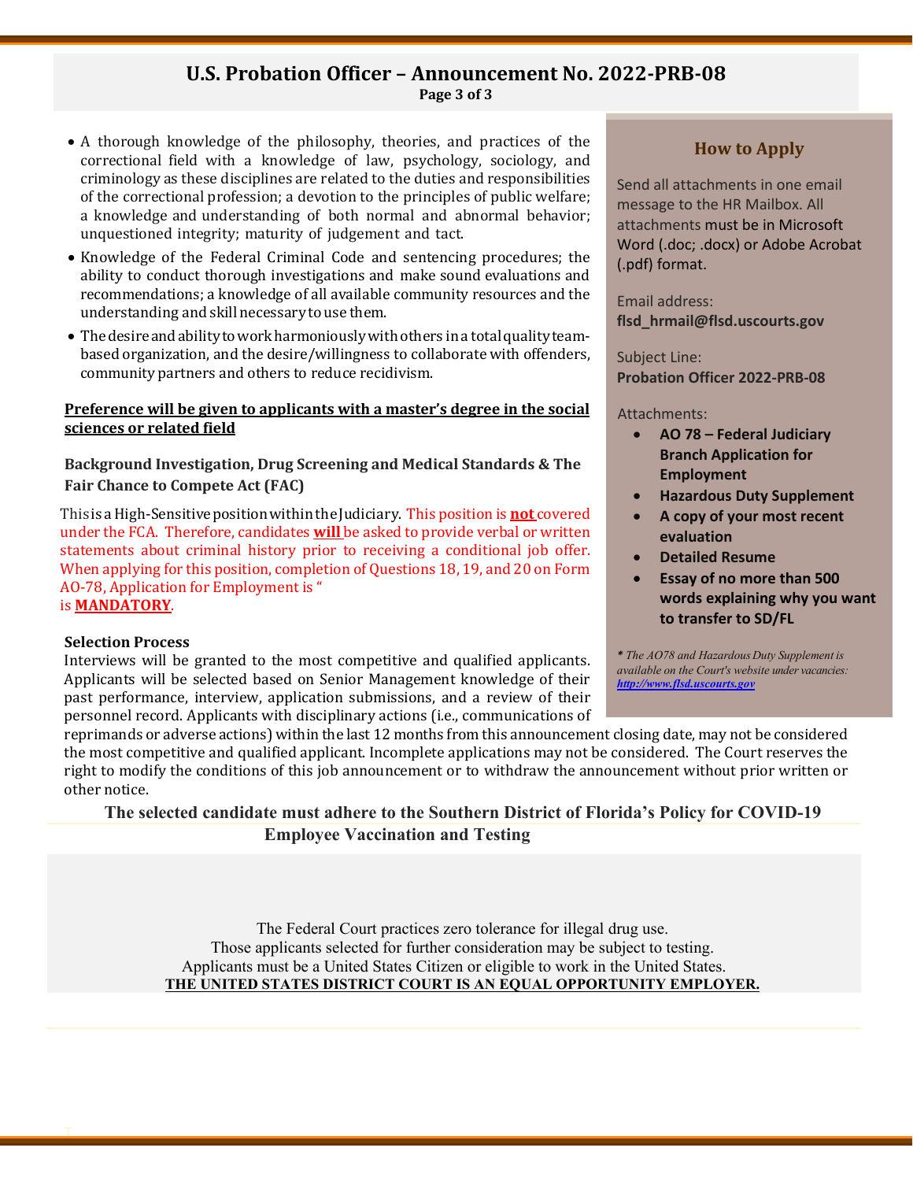- A thorough knowledge of the philosophy, theories, and practices of the correctional field with a knowledge of law, psychology, sociology, and criminology as these disciplines are related to the duties and responsibilities of the correctional profession; a devotion to the principles of public welfare; a knowledge and understanding of both normal and abnormal behavior; unquestioned integrity; maturity of judgement and tact.
- Knowledge of the Federal Criminal Code and sentencing procedures; the ability to conduct thorough investigations and make sound evaluations and recommendations; a knowledge of all available community resources and the understanding and skill necessary to use them.
- The desire and ability to work harmoniously with others in a total quality team-based organization, and the desire/willingness to collaborate with offenders, community partners and others to reduce recidivism.

**Preference will be given to applicants with a master's degree in the social sciences or related field**

### Background Investigation, Drug Screening and Medical Standards & The Fair Chance to Compete Act (FAC)

This is a High-Sensitive position within the Judiciary. This position is **not** covered under the FCA. Therefore, candidates **will** be asked to provide verbal or written statements about criminal history prior to receiving a conditional job offer. When applying for this position, completion of Questions 18, 19, and 20 on Form AO-78, Application for Employment is "
is **MANDATORY**.

### Selection Process

Interviews will be granted to the most competitive and qualified applicants. Applicants will be selected based on Senior Management knowledge of their past performance, interview, application submissions, and a review of their personnel record. Applicants with disciplinary actions (i.e., communications of reprimands or adverse actions) within the last 12 months from this announcement closing date, may not be considered the most competitive and qualified applicant. Incomplete applications may not be considered. The Court reserves the right to modify the conditions of this job announcement or to withdraw the announcement without prior written or other notice.

## How to Apply

Send all attachments in one email message to the HR Mailbox. All attachments must be in Microsoft Word (.doc; .docx) or Adobe Acrobat (.pdf) format.

Email address:
**flsd_hrmail@flsd.uscourts.gov**

Subject Line:
**Probation Officer 2022-PRB-08**

Attachments:

- **AO 78 – Federal Judiciary Branch Application for Employment**
- **Hazardous Duty Supplement**
- **A copy of your most recent evaluation**
- **Detailed Resume**
- **Essay of no more than 500 words explaining why you want to transfer to SD/FL**

*\* The AO78 and Hazardous Duty Supplement is available on the Court's website under vacancies: http://www.flsd.uscourts.gov*

**The selected candidate must adhere to the Southern District of Florida's Policy for COVID-19 Employee Vaccination and Testing**

The Federal Court practices zero tolerance for illegal drug use.
Those applicants selected for further consideration may be subject to testing.
Applicants must be a United States Citizen or eligible to work in the United States.
**THE UNITED STATES DISTRICT COURT IS AN EQUAL OPPORTUNITY EMPLOYER.**